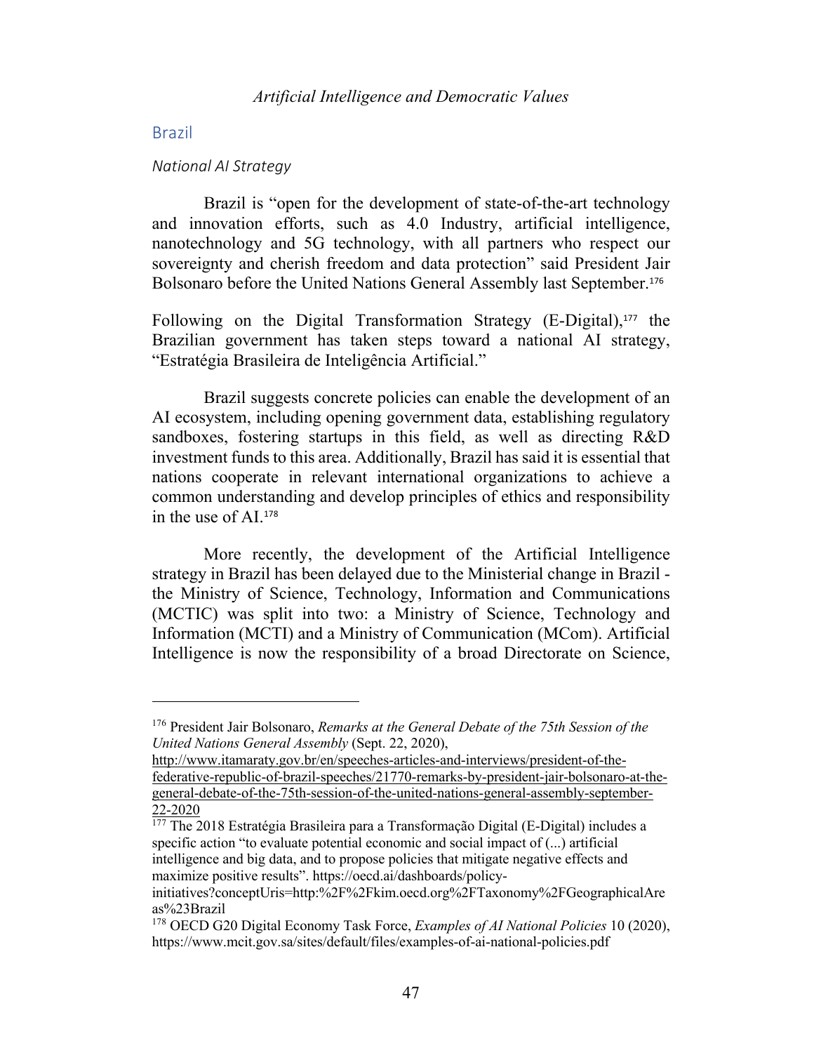## Brazil

### *National AI Strategy*

Brazil is "open for the development of state-of-the-art technology and innovation efforts, such as 4.0 Industry, artificial intelligence, nanotechnology and 5G technology, with all partners who respect our sovereignty and cherish freedom and data protection" said President Jair Bolsonaro before the United Nations General Assembly last September.[176]

Following on the Digital Transformation Strategy (E-Digital),[177] the Brazilian government has taken steps toward a national AI strategy, "Estratégia Brasileira de Inteligência Artificial."

Brazil suggests concrete policies can enable the development of an AI ecosystem, including opening government data, establishing regulatory sandboxes, fostering startups in this field, as well as directing R&D investment funds to this area. Additionally, Brazil has said it is essential that nations cooperate in relevant international organizations to achieve a common understanding and develop principles of ethics and responsibility in the use of AI.[178]

More recently, the development of the Artificial Intelligence strategy in Brazil has been delayed due to the Ministerial change in Brazil - the Ministry of Science, Technology, Information and Communications (MCTIC) was split into two: a Ministry of Science, Technology and Information (MCTI) and a Ministry of Communication (MCom). Artificial Intelligence is now the responsibility of a broad Directorate on Science,

---

[176] President Jair Bolsonaro, *Remarks at the General Debate of the 75th Session of the United Nations General Assembly* (Sept. 22, 2020), http://www.itamaraty.gov.br/en/speeches-articles-and-interviews/president-of-the-federative-republic-of-brazil-speeches/21770-remarks-by-president-jair-bolsonaro-at-the-general-debate-of-the-75th-session-of-the-united-nations-general-assembly-september-22-2020

[177] The 2018 Estratégia Brasileira para a Transformação Digital (E-Digital) includes a specific action "to evaluate potential economic and social impact of (...) artificial intelligence and big data, and to propose policies that mitigate negative effects and maximize positive results". https://oecd.ai/dashboards/policy-initiatives?conceptUris=http:%2F%2Fkim.oecd.org%2FTaxonomy%2FGeographicalAreas%23Brazil

[178] OECD G20 Digital Economy Task Force, *Examples of AI National Policies* 10 (2020), https://www.mcit.gov.sa/sites/default/files/examples-of-ai-national-policies.pdf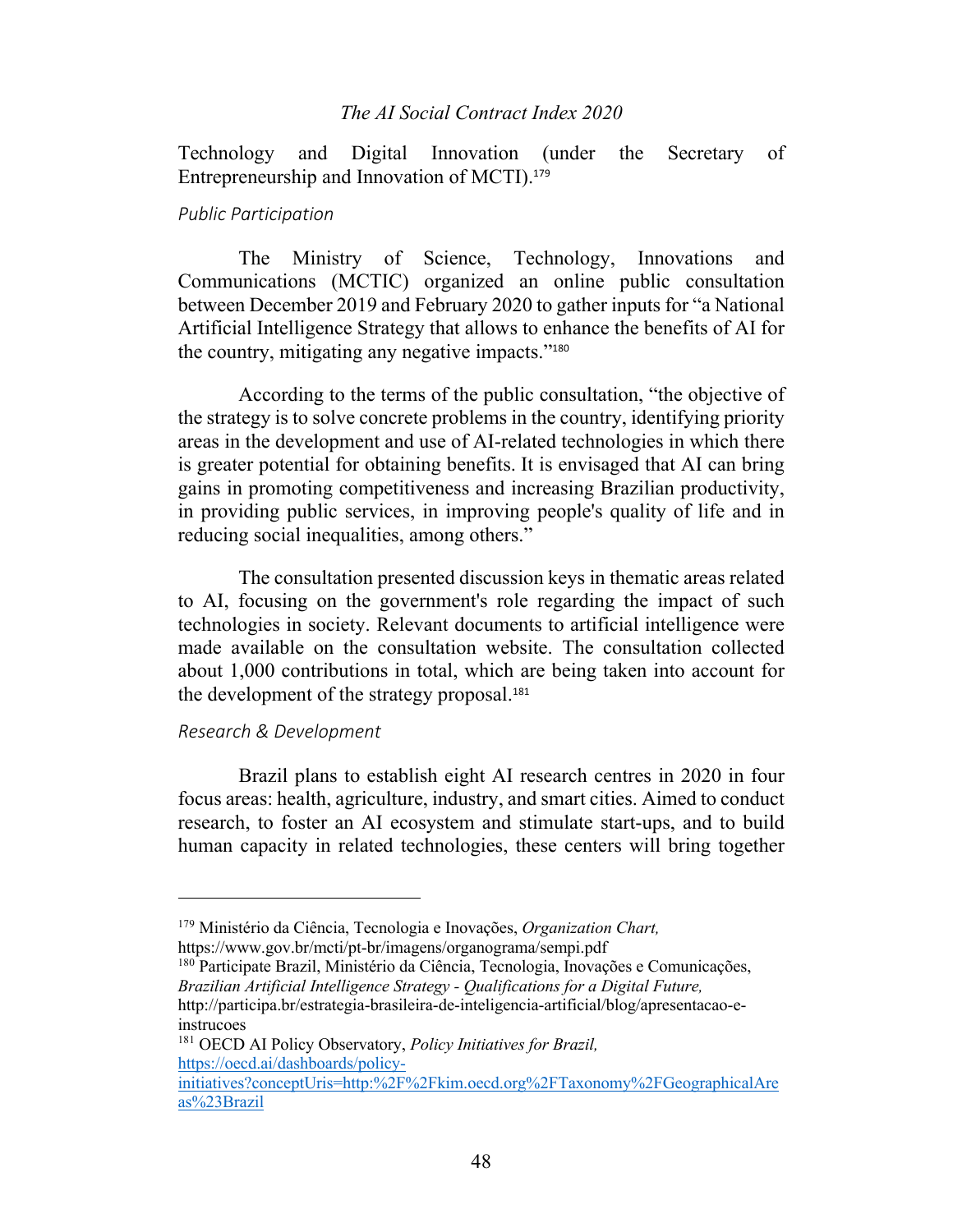Technology and Digital Innovation (under the Secretary of Entrepreneurship and Innovation of MCTI).[179]

*Public Participation*

The Ministry of Science, Technology, Innovations and Communications (MCTIC) organized an online public consultation between December 2019 and February 2020 to gather inputs for "a National Artificial Intelligence Strategy that allows to enhance the benefits of AI for the country, mitigating any negative impacts."[180]

According to the terms of the public consultation, "the objective of the strategy is to solve concrete problems in the country, identifying priority areas in the development and use of AI-related technologies in which there is greater potential for obtaining benefits. It is envisaged that AI can bring gains in promoting competitiveness and increasing Brazilian productivity, in providing public services, in improving people's quality of life and in reducing social inequalities, among others."

The consultation presented discussion keys in thematic areas related to AI, focusing on the government's role regarding the impact of such technologies in society. Relevant documents to artificial intelligence were made available on the consultation website. The consultation collected about 1,000 contributions in total, which are being taken into account for the development of the strategy proposal.[181]

*Research & Development*

Brazil plans to establish eight AI research centres in 2020 in four focus areas: health, agriculture, industry, and smart cities. Aimed to conduct research, to foster an AI ecosystem and stimulate start-ups, and to build human capacity in related technologies, these centers will bring together

---

[179] Ministério da Ciência, Tecnologia e Inovações, *Organization Chart,* https://www.gov.br/mcti/pt-br/imagens/organograma/sempi.pdf

[180] Participate Brazil, Ministério da Ciência, Tecnologia, Inovações e Comunicações, *Brazilian Artificial Intelligence Strategy - Qualifications for a Digital Future,* http://participa.br/estrategia-brasileira-de-inteligencia-artificial/blog/apresentacao-e-instrucoes

[181] OECD AI Policy Observatory, *Policy Initiatives for Brazil,* https://oecd.ai/dashboards/policy-initiatives?conceptUris=http:%2F%2Fkim.oecd.org%2FTaxonomy%2FGeographicalAreas%23Brazil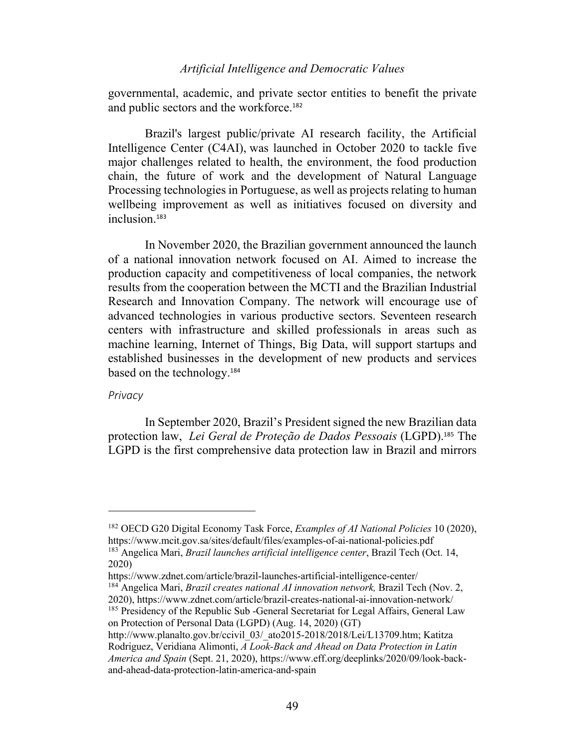governmental, academic, and private sector entities to benefit the private and public sectors and the workforce.[182]

Brazil's largest public/private AI research facility, the Artificial Intelligence Center (C4AI), was launched in October 2020 to tackle five major challenges related to health, the environment, the food production chain, the future of work and the development of Natural Language Processing technologies in Portuguese, as well as projects relating to human wellbeing improvement as well as initiatives focused on diversity and inclusion.[183]

In November 2020, the Brazilian government announced the launch of a national innovation network focused on AI. Aimed to increase the production capacity and competitiveness of local companies, the network results from the cooperation between the MCTI and the Brazilian Industrial Research and Innovation Company. The network will encourage use of advanced technologies in various productive sectors. Seventeen research centers with infrastructure and skilled professionals in areas such as machine learning, Internet of Things, Big Data, will support startups and established businesses in the development of new products and services based on the technology.[184]

*Privacy*

In September 2020, Brazil's President signed the new Brazilian data protection law, *Lei Geral de Proteção de Dados Pessoais* (LGPD).[185] The LGPD is the first comprehensive data protection law in Brazil and mirrors

---

[182] OECD G20 Digital Economy Task Force, *Examples of AI National Policies* 10 (2020), https://www.mcit.gov.sa/sites/default/files/examples-of-ai-national-policies.pdf

[183] Angelica Mari, *Brazil launches artificial intelligence center*, Brazil Tech (Oct. 14, 2020) https://www.zdnet.com/article/brazil-launches-artificial-intelligence-center/

[184] Angelica Mari, *Brazil creates national AI innovation network,* Brazil Tech (Nov. 2, 2020), https://www.zdnet.com/article/brazil-creates-national-ai-innovation-network/

[185] Presidency of the Republic Sub -General Secretariat for Legal Affairs, General Law on Protection of Personal Data (LGPD) (Aug. 14, 2020) (GT) http://www.planalto.gov.br/ccivil_03/_ato2015-2018/2018/Lei/L13709.htm; Katitza Rodriguez, Veridiana Alimonti, *A Look-Back and Ahead on Data Protection in Latin America and Spain* (Sept. 21, 2020), https://www.eff.org/deeplinks/2020/09/look-back-and-ahead-data-protection-latin-america-and-spain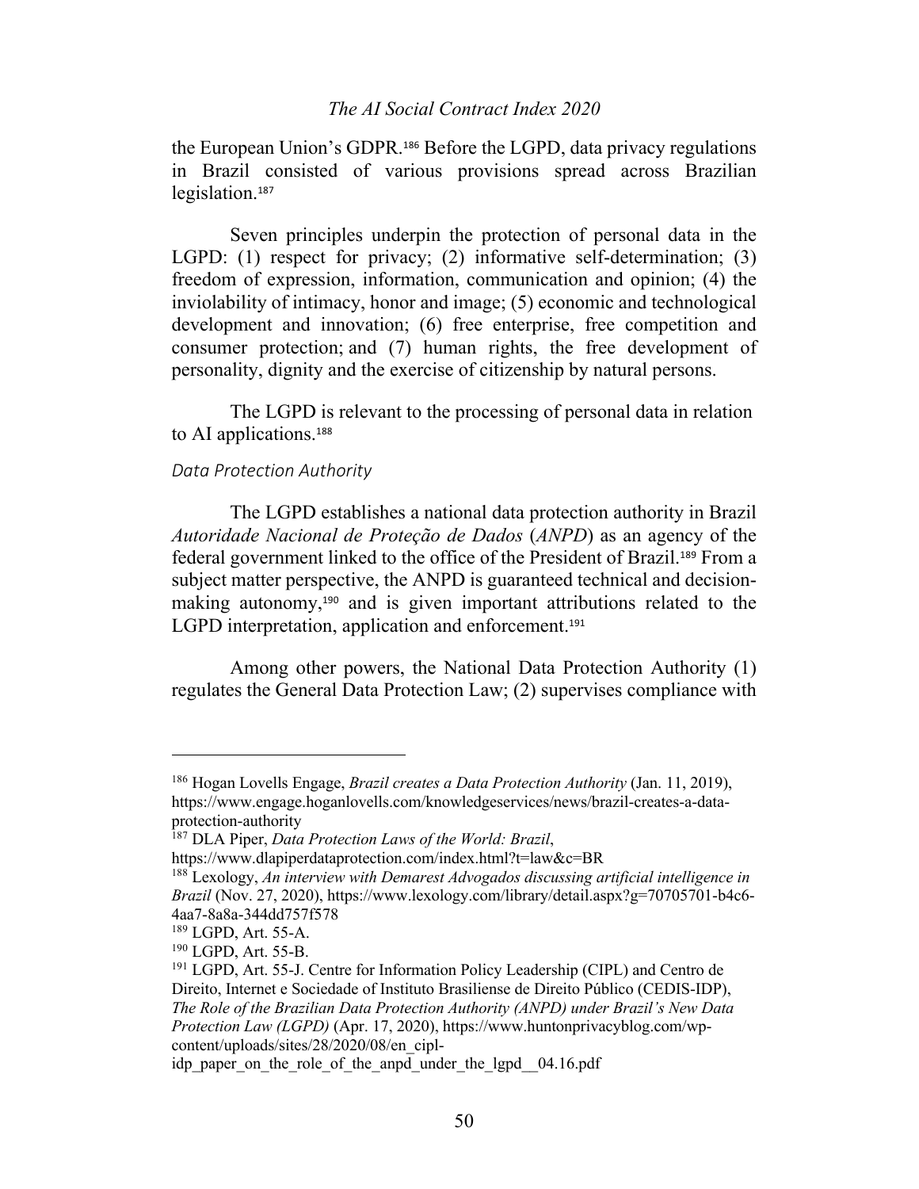the European Union's GDPR.[186] Before the LGPD, data privacy regulations in Brazil consisted of various provisions spread across Brazilian legislation.[187]

Seven principles underpin the protection of personal data in the LGPD: (1) respect for privacy; (2) informative self-determination; (3) freedom of expression, information, communication and opinion; (4) the inviolability of intimacy, honor and image; (5) economic and technological development and innovation; (6) free enterprise, free competition and consumer protection; and (7) human rights, the free development of personality, dignity and the exercise of citizenship by natural persons.

The LGPD is relevant to the processing of personal data in relation to AI applications.[188]

*Data Protection Authority*

The LGPD establishes a national data protection authority in Brazil *Autoridade Nacional de Proteção de Dados* (*ANPD*) as an agency of the federal government linked to the office of the President of Brazil.[189] From a subject matter perspective, the ANPD is guaranteed technical and decision-making autonomy,[190] and is given important attributions related to the LGPD interpretation, application and enforcement.[191]

Among other powers, the National Data Protection Authority (1) regulates the General Data Protection Law; (2) supervises compliance with

---

[186] Hogan Lovells Engage, *Brazil creates a Data Protection Authority* (Jan. 11, 2019), https://www.engage.hoganlovells.com/knowledgeservices/news/brazil-creates-a-data-protection-authority

[187] DLA Piper, *Data Protection Laws of the World: Brazil*, https://www.dlapiperdataprotection.com/index.html?t=law&c=BR

[188] Lexology, *An interview with Demarest Advogados discussing artificial intelligence in Brazil* (Nov. 27, 2020), https://www.lexology.com/library/detail.aspx?g=70705701-b4c6-4aa7-8a8a-344dd757f578

[189] LGPD, Art. 55-A.

[190] LGPD, Art. 55-B.

[191] LGPD, Art. 55-J. Centre for Information Policy Leadership (CIPL) and Centro de Direito, Internet e Sociedade of Instituto Brasiliense de Direito Público (CEDIS-IDP), *The Role of the Brazilian Data Protection Authority (ANPD) under Brazil's New Data Protection Law (LGPD)* (Apr. 17, 2020), https://www.huntonprivacyblog.com/wp-content/uploads/sites/28/2020/08/en_cipl-idp_paper_on_the_role_of_the_anpd_under_the_lgpd__04.16.pdf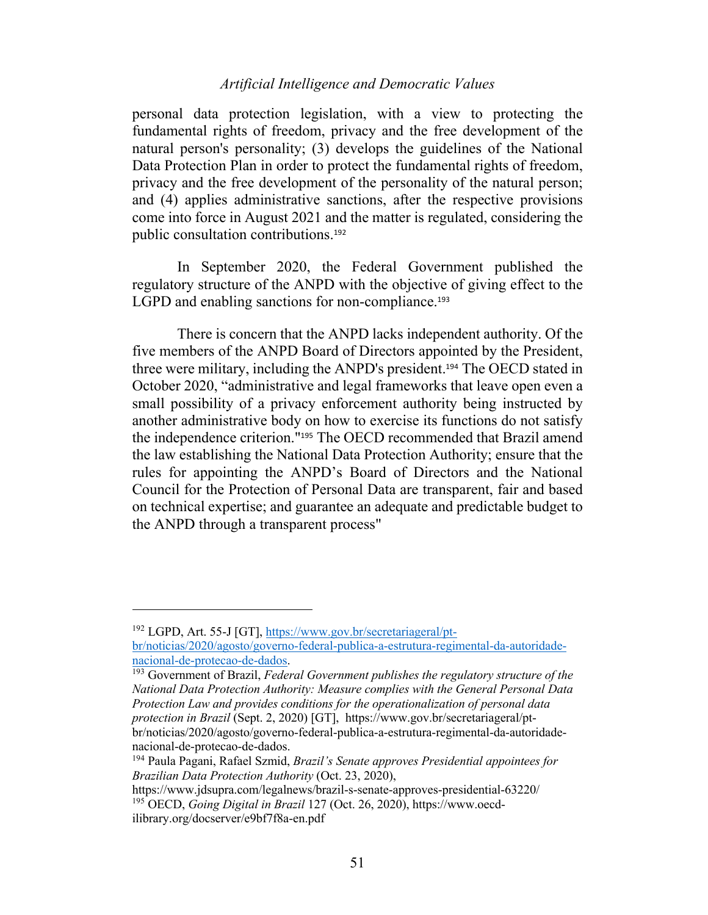personal data protection legislation, with a view to protecting the fundamental rights of freedom, privacy and the free development of the natural person's personality; (3) develops the guidelines of the National Data Protection Plan in order to protect the fundamental rights of freedom, privacy and the free development of the personality of the natural person; and (4) applies administrative sanctions, after the respective provisions come into force in August 2021 and the matter is regulated, considering the public consultation contributions.[192]

In September 2020, the Federal Government published the regulatory structure of the ANPD with the objective of giving effect to the LGPD and enabling sanctions for non-compliance.[193]

There is concern that the ANPD lacks independent authority. Of the five members of the ANPD Board of Directors appointed by the President, three were military, including the ANPD's president.[194] The OECD stated in October 2020, "administrative and legal frameworks that leave open even a small possibility of a privacy enforcement authority being instructed by another administrative body on how to exercise its functions do not satisfy the independence criterion."[195] The OECD recommended that Brazil amend the law establishing the National Data Protection Authority; ensure that the rules for appointing the ANPD's Board of Directors and the National Council for the Protection of Personal Data are transparent, fair and based on technical expertise; and guarantee an adequate and predictable budget to the ANPD through a transparent process"

---

[192] LGPD, Art. 55-J [GT], https://www.gov.br/secretariageral/pt-br/noticias/2020/agosto/governo-federal-publica-a-estrutura-regimental-da-autoridade-nacional-de-protecao-de-dados.

[193] Government of Brazil, *Federal Government publishes the regulatory structure of the National Data Protection Authority: Measure complies with the General Personal Data Protection Law and provides conditions for the operationalization of personal data protection in Brazil* (Sept. 2, 2020) [GT], https://www.gov.br/secretariageral/pt-br/noticias/2020/agosto/governo-federal-publica-a-estrutura-regimental-da-autoridade-nacional-de-protecao-de-dados.

[194] Paula Pagani, Rafael Szmid, *Brazil's Senate approves Presidential appointees for Brazilian Data Protection Authority* (Oct. 23, 2020), https://www.jdsupra.com/legalnews/brazil-s-senate-approves-presidential-63220/

[195] OECD, *Going Digital in Brazil* 127 (Oct. 26, 2020), https://www.oecd-ilibrary.org/docserver/e9bf7f8a-en.pdf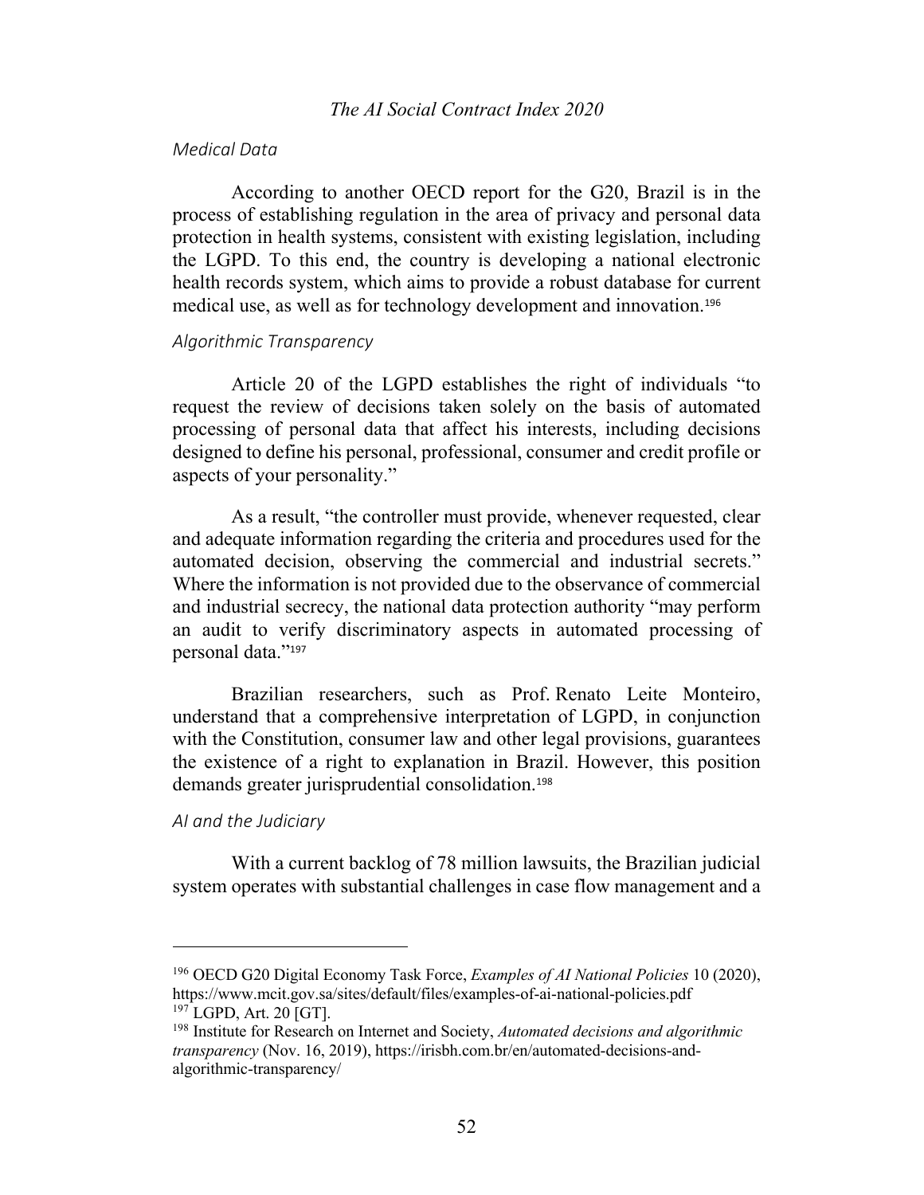### *Medical Data*

According to another OECD report for the G20, Brazil is in the process of establishing regulation in the area of privacy and personal data protection in health systems, consistent with existing legislation, including the LGPD. To this end, the country is developing a national electronic health records system, which aims to provide a robust database for current medical use, as well as for technology development and innovation.[196]

### *Algorithmic Transparency*

Article 20 of the LGPD establishes the right of individuals "to request the review of decisions taken solely on the basis of automated processing of personal data that affect his interests, including decisions designed to define his personal, professional, consumer and credit profile or aspects of your personality."

As a result, "the controller must provide, whenever requested, clear and adequate information regarding the criteria and procedures used for the automated decision, observing the commercial and industrial secrets." Where the information is not provided due to the observance of commercial and industrial secrecy, the national data protection authority "may perform an audit to verify discriminatory aspects in automated processing of personal data."[197]

Brazilian researchers, such as Prof. Renato Leite Monteiro, understand that a comprehensive interpretation of LGPD, in conjunction with the Constitution, consumer law and other legal provisions, guarantees the existence of a right to explanation in Brazil. However, this position demands greater jurisprudential consolidation.[198]

### *AI and the Judiciary*

With a current backlog of 78 million lawsuits, the Brazilian judicial system operates with substantial challenges in case flow management and a

---

[196] OECD G20 Digital Economy Task Force, *Examples of AI National Policies* 10 (2020), https://www.mcit.gov.sa/sites/default/files/examples-of-ai-national-policies.pdf

[197] LGPD, Art. 20 [GT].

[198] Institute for Research on Internet and Society, *Automated decisions and algorithmic transparency* (Nov. 16, 2019), https://irisbh.com.br/en/automated-decisions-and-algorithmic-transparency/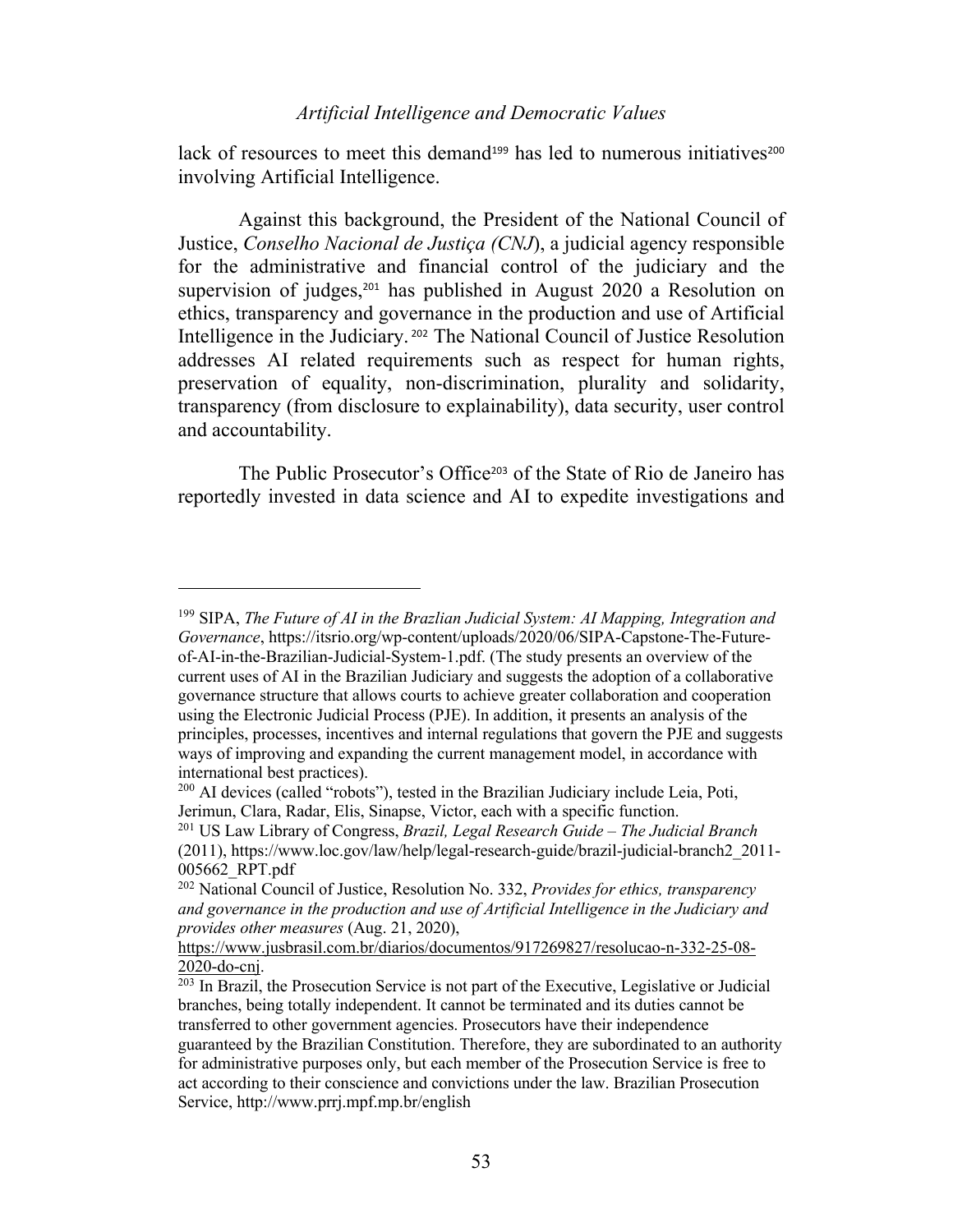lack of resources to meet this demand[199] has led to numerous initiatives[200] involving Artificial Intelligence.

Against this background, the President of the National Council of Justice, *Conselho Nacional de Justiça (CNJ*), a judicial agency responsible for the administrative and financial control of the judiciary and the supervision of judges,[201] has published in August 2020 a Resolution on ethics, transparency and governance in the production and use of Artificial Intelligence in the Judiciary.[202] The National Council of Justice Resolution addresses AI related requirements such as respect for human rights, preservation of equality, non-discrimination, plurality and solidarity, transparency (from disclosure to explainability), data security, user control and accountability.

The Public Prosecutor's Office[203] of the State of Rio de Janeiro has reportedly invested in data science and AI to expedite investigations and

---

[199] SIPA, *The Future of AI in the Brazlian Judicial System: AI Mapping, Integration and Governance*, https://itsrio.org/wp-content/uploads/2020/06/SIPA-Capstone-The-Future-of-AI-in-the-Brazilian-Judicial-System-1.pdf. (The study presents an overview of the current uses of AI in the Brazilian Judiciary and suggests the adoption of a collaborative governance structure that allows courts to achieve greater collaboration and cooperation using the Electronic Judicial Process (PJE). In addition, it presents an analysis of the principles, processes, incentives and internal regulations that govern the PJE and suggests ways of improving and expanding the current management model, in accordance with international best practices).

[200] AI devices (called "robots"), tested in the Brazilian Judiciary include Leia, Poti, Jerimun, Clara, Radar, Elis, Sinapse, Victor, each with a specific function.

[201] US Law Library of Congress, *Brazil, Legal Research Guide – The Judicial Branch* (2011), https://www.loc.gov/law/help/legal-research-guide/brazil-judicial-branch2_2011-005662_RPT.pdf

[202] National Council of Justice, Resolution No. 332, *Provides for ethics, transparency and governance in the production and use of Artificial Intelligence in the Judiciary and provides other measures* (Aug. 21, 2020), https://www.jusbrasil.com.br/diarios/documentos/917269827/resolucao-n-332-25-08-2020-do-cnj.

[203] In Brazil, the Prosecution Service is not part of the Executive, Legislative or Judicial branches, being totally independent. It cannot be terminated and its duties cannot be transferred to other government agencies. Prosecutors have their independence guaranteed by the Brazilian Constitution. Therefore, they are subordinated to an authority for administrative purposes only, but each member of the Prosecution Service is free to act according to their conscience and convictions under the law. Brazilian Prosecution Service, http://www.prrj.mpf.mp.br/english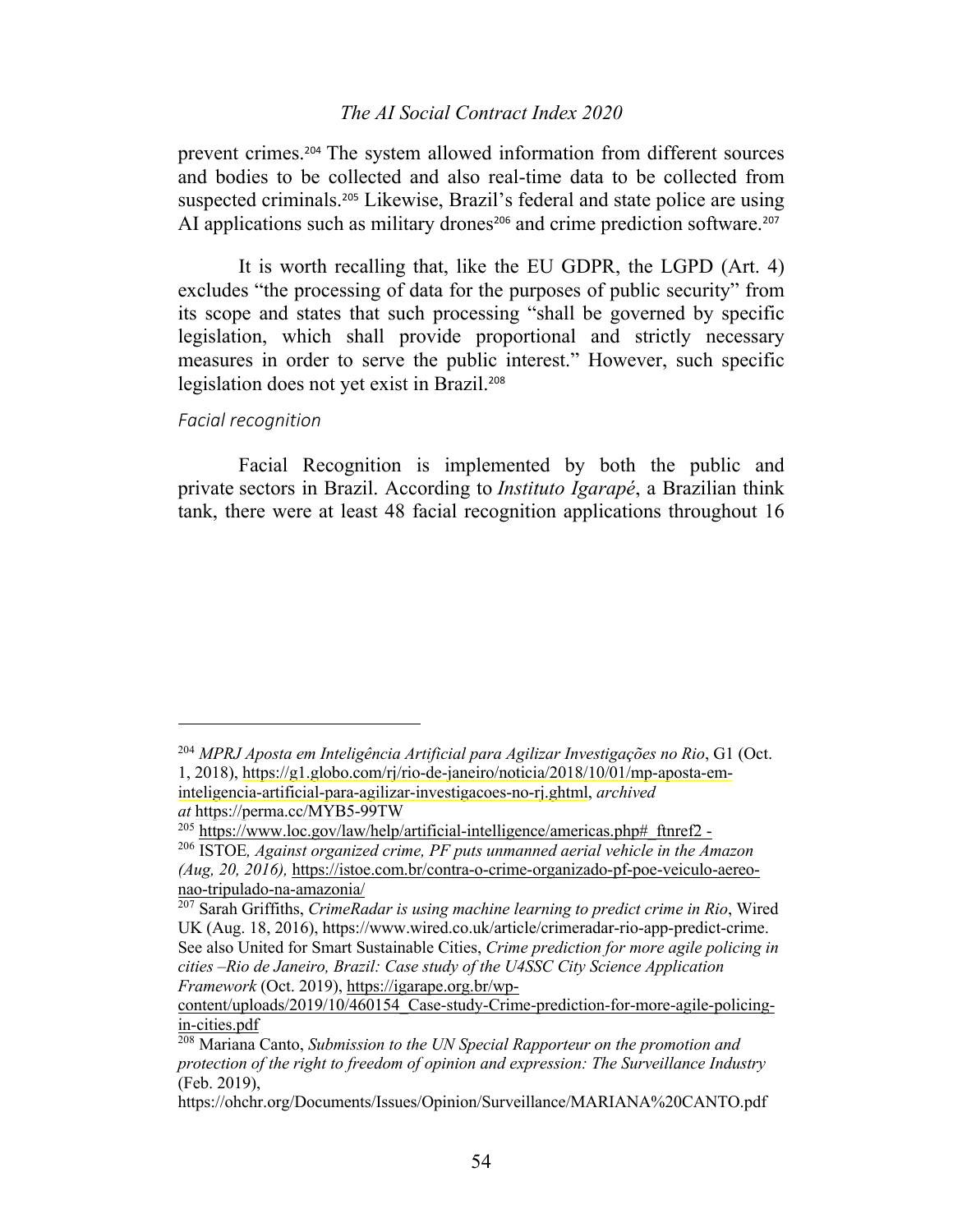prevent crimes.[204] The system allowed information from different sources and bodies to be collected and also real-time data to be collected from suspected criminals.[205] Likewise, Brazil's federal and state police are using AI applications such as military drones[206] and crime prediction software.[207]

It is worth recalling that, like the EU GDPR, the LGPD (Art. 4) excludes "the processing of data for the purposes of public security" from its scope and states that such processing "shall be governed by specific legislation, which shall provide proportional and strictly necessary measures in order to serve the public interest." However, such specific legislation does not yet exist in Brazil.[208]

*Facial recognition*

Facial Recognition is implemented by both the public and private sectors in Brazil. According to *Instituto Igarapé*, a Brazilian think tank, there were at least 48 facial recognition applications throughout 16

---

[204] *MPRJ Aposta em Inteligência Artificial para Agilizar Investigações no Rio*, G1 (Oct. 1, 2018), https://g1.globo.com/rj/rio-de-janeiro/noticia/2018/10/01/mp-aposta-em-inteligencia-artificial-para-agilizar-investigacoes-no-rj.ghtml, *archived at* https://perma.cc/MYB5-99TW

[205] https://www.loc.gov/law/help/artificial-intelligence/americas.php#_ftnref2 -

[206] ISTOE*, Against organized crime, PF puts unmanned aerial vehicle in the Amazon (Aug, 20, 2016),* https://istoe.com.br/contra-o-crime-organizado-pf-poe-veiculo-aereo-nao-tripulado-na-amazonia/

[207] Sarah Griffiths, *CrimeRadar is using machine learning to predict crime in Rio*, Wired UK (Aug. 18, 2016), https://www.wired.co.uk/article/crimeradar-rio-app-predict-crime. See also United for Smart Sustainable Cities, *Crime prediction for more agile policing in cities –Rio de Janeiro, Brazil: Case study of the U4SSC City Science Application Framework* (Oct. 2019), https://igarape.org.br/wp-content/uploads/2019/10/460154_Case-study-Crime-prediction-for-more-agile-policing-in-cities.pdf

[208] Mariana Canto, *Submission to the UN Special Rapporteur on the promotion and protection of the right to freedom of opinion and expression: The Surveillance Industry* (Feb. 2019), https://ohchr.org/Documents/Issues/Opinion/Surveillance/MARIANA%20CANTO.pdf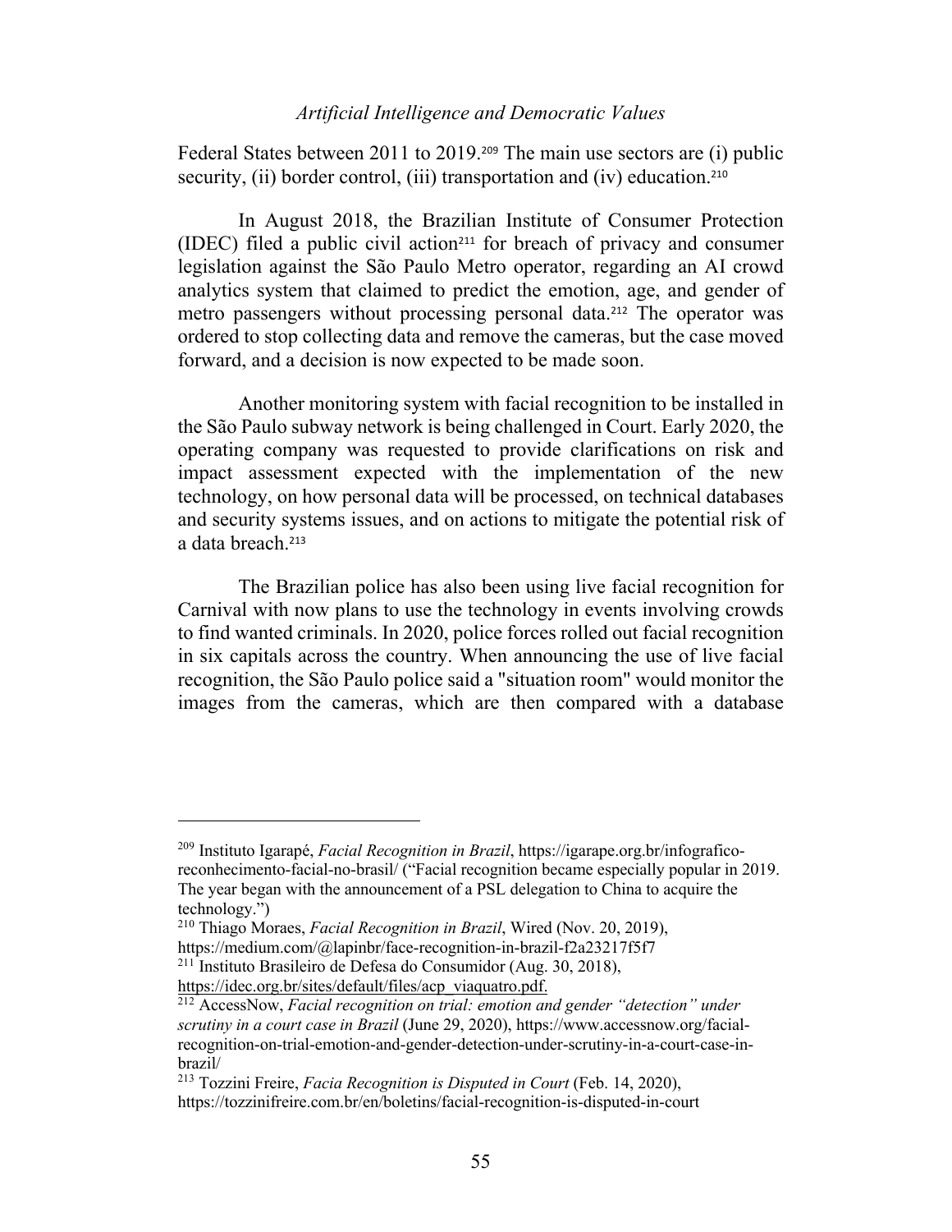Federal States between 2011 to 2019.[209] The main use sectors are (i) public security, (ii) border control, (iii) transportation and (iv) education.[210]

In August 2018, the Brazilian Institute of Consumer Protection (IDEC) filed a public civil action[211] for breach of privacy and consumer legislation against the São Paulo Metro operator, regarding an AI crowd analytics system that claimed to predict the emotion, age, and gender of metro passengers without processing personal data.[212] The operator was ordered to stop collecting data and remove the cameras, but the case moved forward, and a decision is now expected to be made soon.

Another monitoring system with facial recognition to be installed in the São Paulo subway network is being challenged in Court. Early 2020, the operating company was requested to provide clarifications on risk and impact assessment expected with the implementation of the new technology, on how personal data will be processed, on technical databases and security systems issues, and on actions to mitigate the potential risk of a data breach.[213]

The Brazilian police has also been using live facial recognition for Carnival with now plans to use the technology in events involving crowds to find wanted criminals. In 2020, police forces rolled out facial recognition in six capitals across the country. When announcing the use of live facial recognition, the São Paulo police said a "situation room" would monitor the images from the cameras, which are then compared with a database

---

[209] Instituto Igarapé, *Facial Recognition in Brazil*, https://igarape.org.br/infografico-reconhecimento-facial-no-brasil/ ("Facial recognition became especially popular in 2019. The year began with the announcement of a PSL delegation to China to acquire the technology.")

[210] Thiago Moraes, *Facial Recognition in Brazil*, Wired (Nov. 20, 2019), https://medium.com/@lapinbr/face-recognition-in-brazil-f2a23217f5f7

[211] Instituto Brasileiro de Defesa do Consumidor (Aug. 30, 2018), https://idec.org.br/sites/default/files/acp_viaquatro.pdf.

[212] AccessNow, *Facial recognition on trial: emotion and gender "detection" under scrutiny in a court case in Brazil* (June 29, 2020), https://www.accessnow.org/facial-recognition-on-trial-emotion-and-gender-detection-under-scrutiny-in-a-court-case-in-brazil/

[213] Tozzini Freire, *Facia Recognition is Disputed in Court* (Feb. 14, 2020), https://tozzinifreire.com.br/en/boletins/facial-recognition-is-disputed-in-court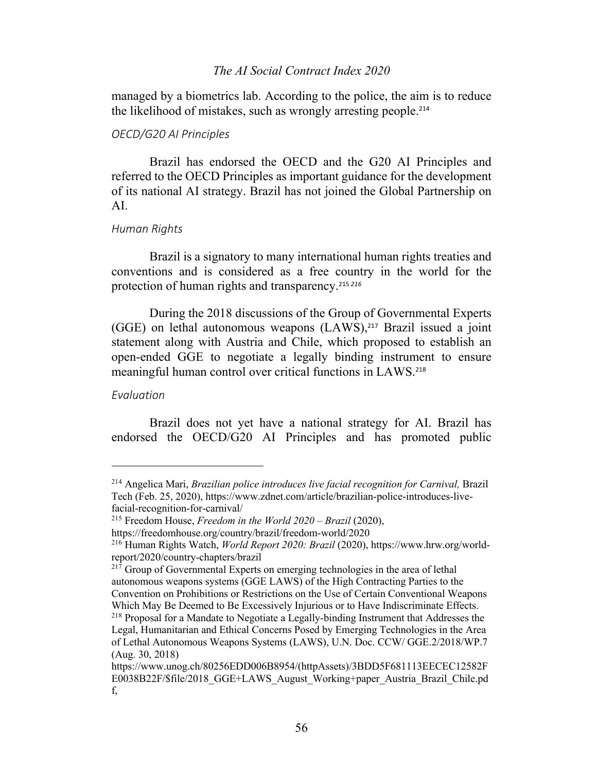managed by a biometrics lab. According to the police, the aim is to reduce the likelihood of mistakes, such as wrongly arresting people.[214]

*OECD/G20 AI Principles*

Brazil has endorsed the OECD and the G20 AI Principles and referred to the OECD Principles as important guidance for the development of its national AI strategy. Brazil has not joined the Global Partnership on AI.

*Human Rights*

Brazil is a signatory to many international human rights treaties and conventions and is considered as a free country in the world for the protection of human rights and transparency.[215] [216]

During the 2018 discussions of the Group of Governmental Experts (GGE) on lethal autonomous weapons (LAWS),[217] Brazil issued a joint statement along with Austria and Chile, which proposed to establish an open-ended GGE to negotiate a legally binding instrument to ensure meaningful human control over critical functions in LAWS.[218]

*Evaluation*

Brazil does not yet have a national strategy for AI. Brazil has endorsed the OECD/G20 AI Principles and has promoted public

---

[214] Angelica Mari, *Brazilian police introduces live facial recognition for Carnival,* Brazil Tech (Feb. 25, 2020), https://www.zdnet.com/article/brazilian-police-introduces-live-facial-recognition-for-carnival/

[215] Freedom House, *Freedom in the World 2020 – Brazil* (2020), https://freedomhouse.org/country/brazil/freedom-world/2020

[216] Human Rights Watch, *World Report 2020: Brazil* (2020), https://www.hrw.org/world-report/2020/country-chapters/brazil

[217] Group of Governmental Experts on emerging technologies in the area of lethal autonomous weapons systems (GGE LAWS) of the High Contracting Parties to the Convention on Prohibitions or Restrictions on the Use of Certain Conventional Weapons Which May Be Deemed to Be Excessively Injurious or to Have Indiscriminate Effects.

[218] Proposal for a Mandate to Negotiate a Legally-binding Instrument that Addresses the Legal, Humanitarian and Ethical Concerns Posed by Emerging Technologies in the Area of Lethal Autonomous Weapons Systems (LAWS), U.N. Doc. CCW/ GGE.2/2018/WP.7 (Aug. 30, 2018) https://www.unog.ch/80256EDD006B8954/(httpAssets)/3BDD5F681113EECEC12582FE0038B22F/$file/2018_GGE+LAWS_August_Working+paper_Austria_Brazil_Chile.pdf,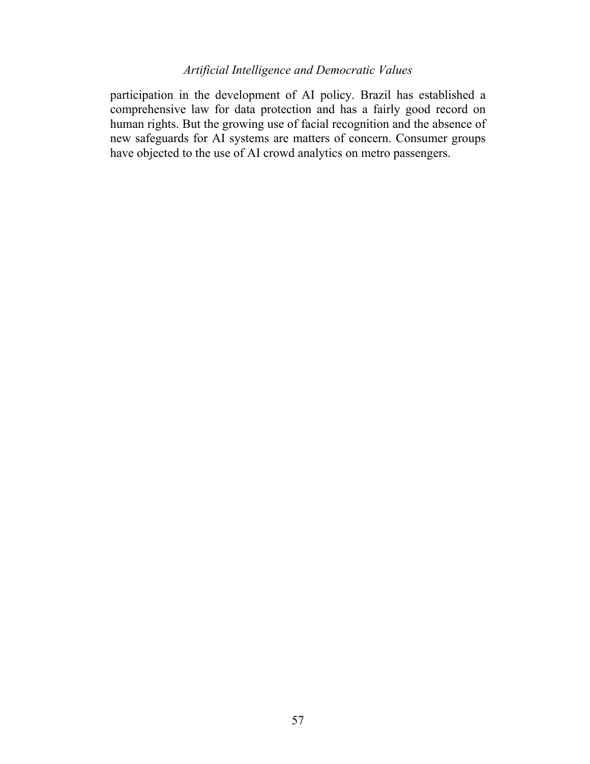participation in the development of AI policy. Brazil has established a comprehensive law for data protection and has a fairly good record on human rights. But the growing use of facial recognition and the absence of new safeguards for AI systems are matters of concern. Consumer groups have objected to the use of AI crowd analytics on metro passengers.